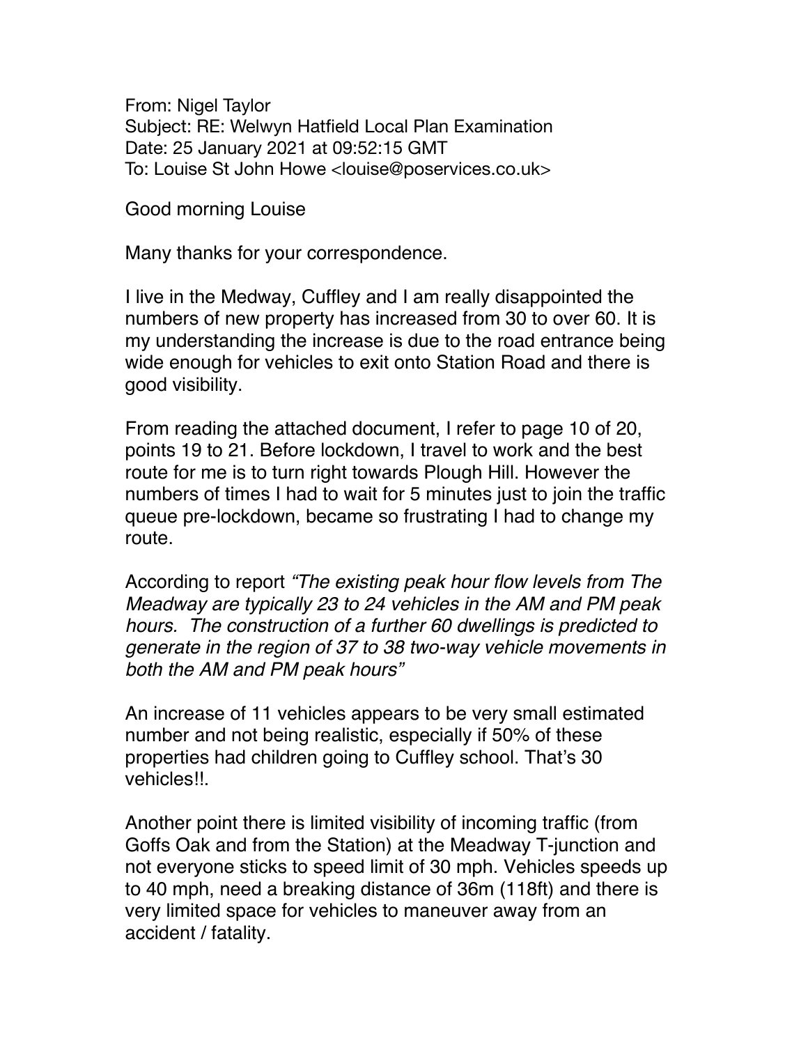From: Nigel Taylor
Subject: RE: Welwyn Hatfield Local Plan Examination
Date: 25 January 2021 at 09:52:15 GMT
To: Louise St John Howe <louise@poservices.co.uk>

Good morning Louise

Many thanks for your correspondence.

I live in the Medway, Cuffley and I am really disappointed the numbers of new property has increased from 30 to over 60. It is my understanding the increase is due to the road entrance being wide enough for vehicles to exit onto Station Road and there is good visibility.

From reading the attached document, I refer to page 10 of 20, points 19 to 21. Before lockdown, I travel to work and the best route for me is to turn right towards Plough Hill. However the numbers of times I had to wait for 5 minutes just to join the traffic queue pre-lockdown, became so frustrating I had to change my route.

According to report *"The existing peak hour flow levels from The Meadway are typically 23 to 24 vehicles in the AM and PM peak hours. The construction of a further 60 dwellings is predicted to generate in the region of 37 to 38 two-way vehicle movements in both the AM and PM peak hours"*

An increase of 11 vehicles appears to be very small estimated number and not being realistic, especially if 50% of these properties had children going to Cuffley school. That's 30 vehicles!!.

Another point there is limited visibility of incoming traffic (from Goffs Oak and from the Station) at the Meadway T-junction and not everyone sticks to speed limit of 30 mph. Vehicles speeds up to 40 mph, need a breaking distance of 36m (118ft) and there is very limited space for vehicles to maneuver away from an accident / fatality.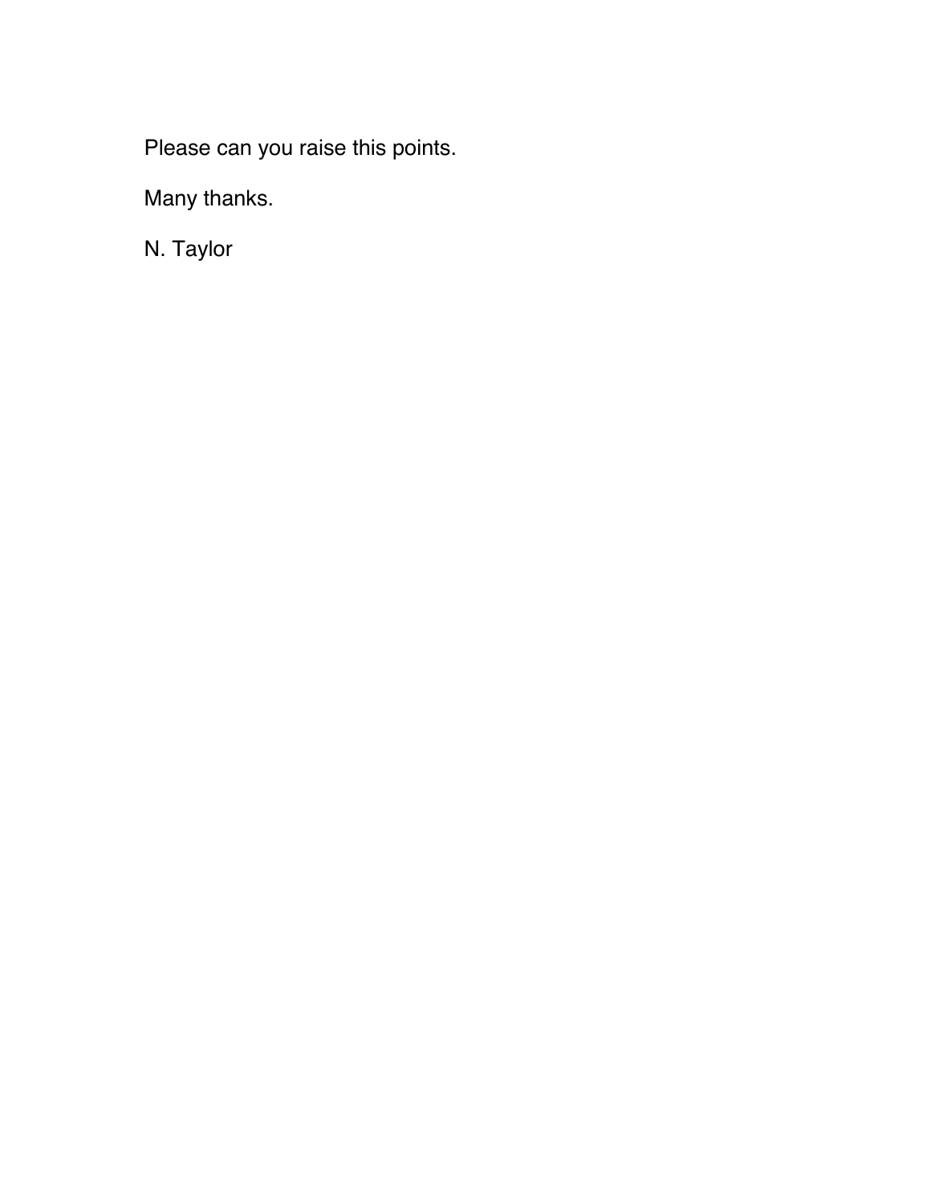Please can you raise this points.

Many thanks.

N. Taylor